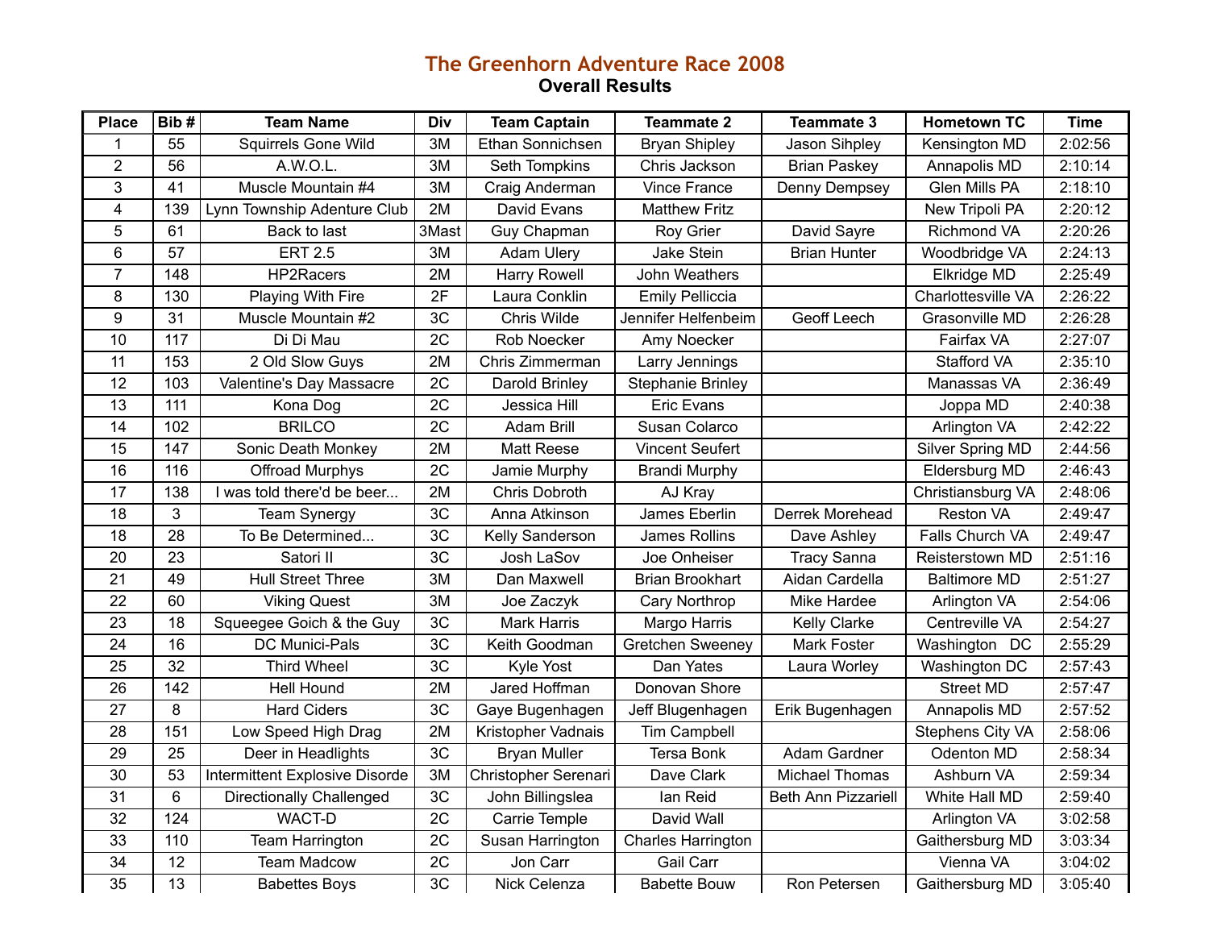# The Greenhorn Adventure Race 2008

## Overall Results

| Place | Bib # | Team Name | Div | Team Captain | Teammate 2 | Teammate 3 | Hometown TC | Time |
|---|---|---|---|---|---|---|---|---|
| 1 | 55 | Squirrels Gone Wild | 3M | Ethan Sonnichsen | Bryan Shipley | Jason Sihpley | Kensington MD | 2:02:56 |
| 2 | 56 | A.W.O.L. | 3M | Seth Tompkins | Chris Jackson | Brian Paskey | Annapolis MD | 2:10:14 |
| 3 | 41 | Muscle Mountain #4 | 3M | Craig Anderman | Vince France | Denny Dempsey | Glen Mills PA | 2:18:10 |
| 4 | 139 | Lynn Township Adenture Club | 2M | David Evans | Matthew Fritz | | New Tripoli PA | 2:20:12 |
| 5 | 61 | Back to last | 3Mast | Guy Chapman | Roy Grier | David Sayre | Richmond VA | 2:20:26 |
| 6 | 57 | ERT 2.5 | 3M | Adam Ulery | Jake Stein | Brian Hunter | Woodbridge VA | 2:24:13 |
| 7 | 148 | HP2Racers | 2M | Harry Rowell | John Weathers | | Elkridge MD | 2:25:49 |
| 8 | 130 | Playing With Fire | 2F | Laura Conklin | Emily Pelliccia | | Charlottesville VA | 2:26:22 |
| 9 | 31 | Muscle Mountain #2 | 3C | Chris Wilde | Jennifer Helfenbeim | Geoff Leech | Grasonville MD | 2:26:28 |
| 10 | 117 | Di Di Mau | 2C | Rob Noecker | Amy Noecker | | Fairfax VA | 2:27:07 |
| 11 | 153 | 2 Old Slow Guys | 2M | Chris Zimmerman | Larry Jennings | | Stafford VA | 2:35:10 |
| 12 | 103 | Valentine's Day Massacre | 2C | Darold Brinley | Stephanie Brinley | | Manassas VA | 2:36:49 |
| 13 | 111 | Kona Dog | 2C | Jessica Hill | Eric Evans | | Joppa MD | 2:40:38 |
| 14 | 102 | BRILCO | 2C | Adam Brill | Susan Colarco | | Arlington VA | 2:42:22 |
| 15 | 147 | Sonic Death Monkey | 2M | Matt Reese | Vincent Seufert | | Silver Spring MD | 2:44:56 |
| 16 | 116 | Offroad Murphys | 2C | Jamie Murphy | Brandi Murphy | | Eldersburg MD | 2:46:43 |
| 17 | 138 | I was told there'd be beer... | 2M | Chris Dobroth | AJ Kray | | Christiansburg VA | 2:48:06 |
| 18 | 3 | Team Synergy | 3C | Anna Atkinson | James Eberlin | Derrek Morehead | Reston VA | 2:49:47 |
| 18 | 28 | To Be Determined... | 3C | Kelly Sanderson | James Rollins | Dave Ashley | Falls Church VA | 2:49:47 |
| 20 | 23 | Satori II | 3C | Josh LaSov | Joe Onheiser | Tracy Sanna | Reisterstown MD | 2:51:16 |
| 21 | 49 | Hull Street Three | 3M | Dan Maxwell | Brian Brookhart | Aidan Cardella | Baltimore MD | 2:51:27 |
| 22 | 60 | Viking Quest | 3M | Joe Zaczyk | Cary Northrop | Mike Hardee | Arlington VA | 2:54:06 |
| 23 | 18 | Squeegee Goich & the Guy | 3C | Mark Harris | Margo Harris | Kelly Clarke | Centreville VA | 2:54:27 |
| 24 | 16 | DC Munici-Pals | 3C | Keith Goodman | Gretchen Sweeney | Mark Foster | Washington DC | 2:55:29 |
| 25 | 32 | Third Wheel | 3C | Kyle Yost | Dan Yates | Laura Worley | Washington DC | 2:57:43 |
| 26 | 142 | Hell Hound | 2M | Jared Hoffman | Donovan Shore | | Street MD | 2:57:47 |
| 27 | 8 | Hard Ciders | 3C | Gaye Bugenhagen | Jeff Blugenhagen | Erik Bugenhagen | Annapolis MD | 2:57:52 |
| 28 | 151 | Low Speed High Drag | 2M | Kristopher Vadnais | Tim Campbell | | Stephens City VA | 2:58:06 |
| 29 | 25 | Deer in Headlights | 3C | Bryan Muller | Tersa Bonk | Adam Gardner | Odenton MD | 2:58:34 |
| 30 | 53 | Intermittent Explosive Disorde | 3M | Christopher Serenari | Dave Clark | Michael Thomas | Ashburn VA | 2:59:34 |
| 31 | 6 | Directionally Challenged | 3C | John Billingslea | Ian Reid | Beth Ann Pizzariell | White Hall MD | 2:59:40 |
| 32 | 124 | WACT-D | 2C | Carrie Temple | David Wall | | Arlington VA | 3:02:58 |
| 33 | 110 | Team Harrington | 2C | Susan Harrington | Charles Harrington | | Gaithersburg MD | 3:03:34 |
| 34 | 12 | Team Madcow | 2C | Jon Carr | Gail Carr | | Vienna VA | 3:04:02 |
| 35 | 13 | Babettes Boys | 3C | Nick Celenza | Babette Bouw | Ron Petersen | Gaithersburg MD | 3:05:40 |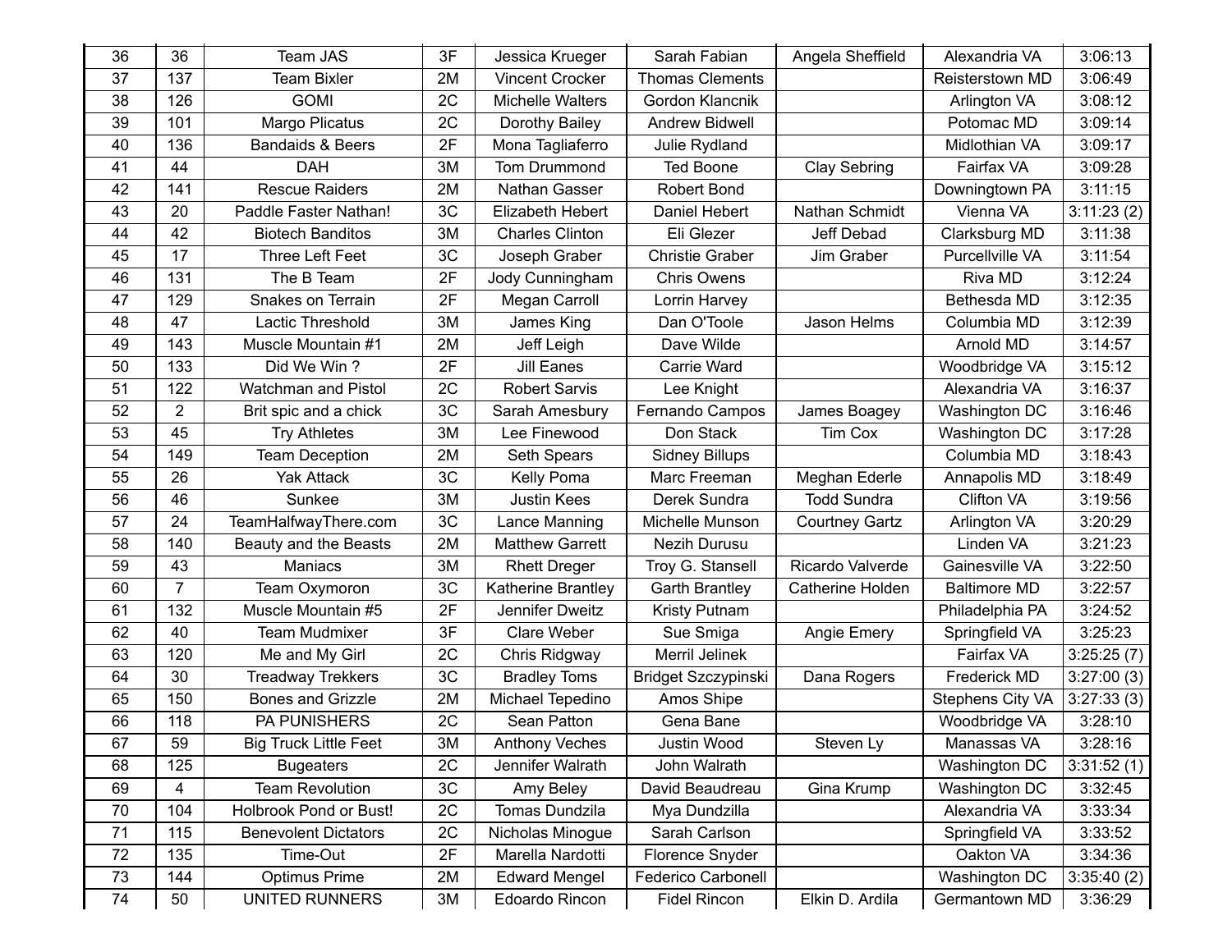| | | | | | | | | |
|---|---|---|---|---|---|---|---|---|
| 36 | 36 | Team JAS | 3F | Jessica Krueger | Sarah Fabian | Angela Sheffield | Alexandria VA | 3:06:13 |
| 37 | 137 | Team Bixler | 2M | Vincent Crocker | Thomas Clements | | Reisterstown MD | 3:06:49 |
| 38 | 126 | GOMI | 2C | Michelle Walters | Gordon Klancnik | | Arlington VA | 3:08:12 |
| 39 | 101 | Margo Plicatus | 2C | Dorothy Bailey | Andrew Bidwell | | Potomac MD | 3:09:14 |
| 40 | 136 | Bandaids & Beers | 2F | Mona Tagliaferro | Julie Rydland | | Midlothian VA | 3:09:17 |
| 41 | 44 | DAH | 3M | Tom Drummond | Ted Boone | Clay Sebring | Fairfax VA | 3:09:28 |
| 42 | 141 | Rescue Raiders | 2M | Nathan Gasser | Robert Bond | | Downingtown PA | 3:11:15 |
| 43 | 20 | Paddle Faster Nathan! | 3C | Elizabeth Hebert | Daniel Hebert | Nathan Schmidt | Vienna VA | 3:11:23 (2) |
| 44 | 42 | Biotech Banditos | 3M | Charles Clinton | Eli Glezer | Jeff Debad | Clarksburg MD | 3:11:38 |
| 45 | 17 | Three Left Feet | 3C | Joseph Graber | Christie Graber | Jim Graber | Purcellville VA | 3:11:54 |
| 46 | 131 | The B Team | 2F | Jody Cunningham | Chris Owens | | Riva MD | 3:12:24 |
| 47 | 129 | Snakes on Terrain | 2F | Megan Carroll | Lorrin Harvey | | Bethesda MD | 3:12:35 |
| 48 | 47 | Lactic Threshold | 3M | James King | Dan O'Toole | Jason Helms | Columbia MD | 3:12:39 |
| 49 | 143 | Muscle Mountain #1 | 2M | Jeff Leigh | Dave Wilde | | Arnold MD | 3:14:57 |
| 50 | 133 | Did We Win ? | 2F | Jill Eanes | Carrie Ward | | Woodbridge VA | 3:15:12 |
| 51 | 122 | Watchman and Pistol | 2C | Robert Sarvis | Lee Knight | | Alexandria VA | 3:16:37 |
| 52 | 2 | Brit spic and a chick | 3C | Sarah Amesbury | Fernando Campos | James Boagey | Washington DC | 3:16:46 |
| 53 | 45 | Try Athletes | 3M | Lee Finewood | Don Stack | Tim Cox | Washington DC | 3:17:28 |
| 54 | 149 | Team Deception | 2M | Seth Spears | Sidney Billups | | Columbia MD | 3:18:43 |
| 55 | 26 | Yak Attack | 3C | Kelly Poma | Marc Freeman | Meghan Ederle | Annapolis MD | 3:18:49 |
| 56 | 46 | Sunkee | 3M | Justin Kees | Derek Sundra | Todd Sundra | Clifton VA | 3:19:56 |
| 57 | 24 | TeamHalfwayThere.com | 3C | Lance Manning | Michelle Munson | Courtney Gartz | Arlington VA | 3:20:29 |
| 58 | 140 | Beauty and the Beasts | 2M | Matthew Garrett | Nezih Durusu | | Linden VA | 3:21:23 |
| 59 | 43 | Maniacs | 3M | Rhett Dreger | Troy G. Stansell | Ricardo Valverde | Gainesville VA | 3:22:50 |
| 60 | 7 | Team Oxymoron | 3C | Katherine Brantley | Garth Brantley | Catherine Holden | Baltimore MD | 3:22:57 |
| 61 | 132 | Muscle Mountain #5 | 2F | Jennifer Dweitz | Kristy Putnam | | Philadelphia PA | 3:24:52 |
| 62 | 40 | Team Mudmixer | 3F | Clare Weber | Sue Smiga | Angie Emery | Springfield VA | 3:25:23 |
| 63 | 120 | Me and My Girl | 2C | Chris Ridgway | Merril Jelinek | | Fairfax VA | 3:25:25 (7) |
| 64 | 30 | Treadway Trekkers | 3C | Bradley Toms | Bridget Szczypinski | Dana Rogers | Frederick MD | 3:27:00 (3) |
| 65 | 150 | Bones and Grizzle | 2M | Michael Tepedino | Amos Shipe | | Stephens City VA | 3:27:33 (3) |
| 66 | 118 | PA PUNISHERS | 2C | Sean Patton | Gena Bane | | Woodbridge VA | 3:28:10 |
| 67 | 59 | Big Truck Little Feet | 3M | Anthony Veches | Justin Wood | Steven Ly | Manassas VA | 3:28:16 |
| 68 | 125 | Bugeaters | 2C | Jennifer Walrath | John Walrath | | Washington DC | 3:31:52 (1) |
| 69 | 4 | Team Revolution | 3C | Amy Beley | David Beaudreau | Gina Krump | Washington DC | 3:32:45 |
| 70 | 104 | Holbrook Pond or Bust! | 2C | Tomas Dundzila | Mya Dundzilla | | Alexandria VA | 3:33:34 |
| 71 | 115 | Benevolent Dictators | 2C | Nicholas Minogue | Sarah Carlson | | Springfield VA | 3:33:52 |
| 72 | 135 | Time-Out | 2F | Marella Nardotti | Florence Snyder | | Oakton VA | 3:34:36 |
| 73 | 144 | Optimus Prime | 2M | Edward Mengel | Federico Carbonell | | Washington DC | 3:35:40 (2) |
| 74 | 50 | UNITED RUNNERS | 3M | Edoardo Rincon | Fidel Rincon | Elkin D. Ardila | Germantown MD | 3:36:29 |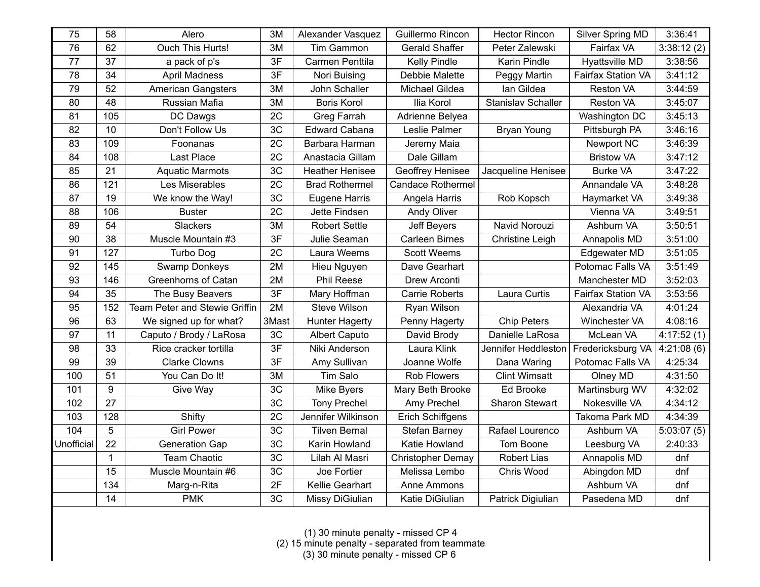| | | | | | | | | |
|---|---|---|---|---|---|---|---|---|
| 75 | 58 | Alero | 3M | Alexander Vasquez | Guillermo Rincon | Hector Rincon | Silver Spring MD | 3:36:41 |
| 76 | 62 | Ouch This Hurts! | 3M | Tim Gammon | Gerald Shaffer | Peter Zalewski | Fairfax VA | 3:38:12 (2) |
| 77 | 37 | a pack of p's | 3F | Carmen Penttila | Kelly Pindle | Karin Pindle | Hyattsville MD | 3:38:56 |
| 78 | 34 | April Madness | 3F | Nori Buising | Debbie Malette | Peggy Martin | Fairfax Station VA | 3:41:12 |
| 79 | 52 | American Gangsters | 3M | John Schaller | Michael Gildea | Ian Gildea | Reston VA | 3:44:59 |
| 80 | 48 | Russian Mafia | 3M | Boris Korol | Ilia Korol | Stanislav Schaller | Reston VA | 3:45:07 |
| 81 | 105 | DC Dawgs | 2C | Greg Farrah | Adrienne Belyea | | Washington DC | 3:45:13 |
| 82 | 10 | Don't Follow Us | 3C | Edward Cabana | Leslie Palmer | Bryan Young | Pittsburgh PA | 3:46:16 |
| 83 | 109 | Foonanas | 2C | Barbara Harman | Jeremy Maia | | Newport NC | 3:46:39 |
| 84 | 108 | Last Place | 2C | Anastacia Gillam | Dale Gillam | | Bristow VA | 3:47:12 |
| 85 | 21 | Aquatic Marmots | 3C | Heather Henisee | Geoffrey Henisee | Jacqueline Henisee | Burke VA | 3:47:22 |
| 86 | 121 | Les Miserables | 2C | Brad Rothermel | Candace Rothermel | | Annandale VA | 3:48:28 |
| 87 | 19 | We know the Way! | 3C | Eugene Harris | Angela Harris | Rob Kopsch | Haymarket VA | 3:49:38 |
| 88 | 106 | Buster | 2C | Jette Findsen | Andy Oliver | | Vienna VA | 3:49:51 |
| 89 | 54 | Slackers | 3M | Robert Settle | Jeff Beyers | Navid Norouzi | Ashburn VA | 3:50:51 |
| 90 | 38 | Muscle Mountain #3 | 3F | Julie Seaman | Carleen Birnes | Christine Leigh | Annapolis MD | 3:51:00 |
| 91 | 127 | Turbo Dog | 2C | Laura Weems | Scott Weems | | Edgewater MD | 3:51:05 |
| 92 | 145 | Swamp Donkeys | 2M | Hieu Nguyen | Dave Gearhart | | Potomac Falls VA | 3:51:49 |
| 93 | 146 | Greenhorns of Catan | 2M | Phil Reese | Drew Arconti | | Manchester MD | 3:52:03 |
| 94 | 35 | The Busy Beavers | 3F | Mary Hoffman | Carrie Roberts | Laura Curtis | Fairfax Station VA | 3:53:56 |
| 95 | 152 | Team Peter and Stewie Griffin | 2M | Steve Wilson | Ryan Wilson | | Alexandria VA | 4:01:24 |
| 96 | 63 | We signed up for what? | 3Mast | Hunter Hagerty | Penny Hagerty | Chip Peters | Winchester VA | 4:08:16 |
| 97 | 11 | Caputo / Brody / LaRosa | 3C | Albert Caputo | David Brody | Danielle LaRosa | McLean VA | 4:17:52 (1) |
| 98 | 33 | Rice cracker tortilla | 3F | Niki Anderson | Laura Klink | Jennifer Heddleston | Fredericksburg VA | 4:21:08 (6) |
| 99 | 39 | Clarke Clowns | 3F | Amy Sullivan | Joanne Wolfe | Dana Waring | Potomac Falls VA | 4:25:34 |
| 100 | 51 | You Can Do It! | 3M | Tim Salo | Rob Flowers | Clint Wimsatt | Olney MD | 4:31:50 |
| 101 | 9 | Give Way | 3C | Mike Byers | Mary Beth Brooke | Ed Brooke | Martinsburg WV | 4:32:02 |
| 102 | 27 | | 3C | Tony Prechel | Amy Prechel | Sharon Stewart | Nokesville VA | 4:34:12 |
| 103 | 128 | Shifty | 2C | Jennifer Wilkinson | Erich Schiffgens | | Takoma Park MD | 4:34:39 |
| 104 | 5 | Girl Power | 3C | Tilven Bernal | Stefan Barney | Rafael Lourenco | Ashburn VA | 5:03:07 (5) |
| Unofficial | 22 | Generation Gap | 3C | Karin Howland | Katie Howland | Tom Boone | Leesburg VA | 2:40:33 |
| | 1 | Team Chaotic | 3C | Lilah Al Masri | Christopher Demay | Robert Lias | Annapolis MD | dnf |
| | 15 | Muscle Mountain #6 | 3C | Joe Fortier | Melissa Lembo | Chris Wood | Abingdon MD | dnf |
| | 134 | Marg-n-Rita | 2F | Kellie Gearhart | Anne Ammons | | Ashburn VA | dnf |
| | 14 | PMK | 3C | Missy DiGiulian | Katie DiGiulian | Patrick Digiulian | Pasedena MD | dnf |

(1) 30 minute penalty - missed CP 4
(2) 15 minute penalty - separated from teammate
(3) 30 minute penalty - missed CP 6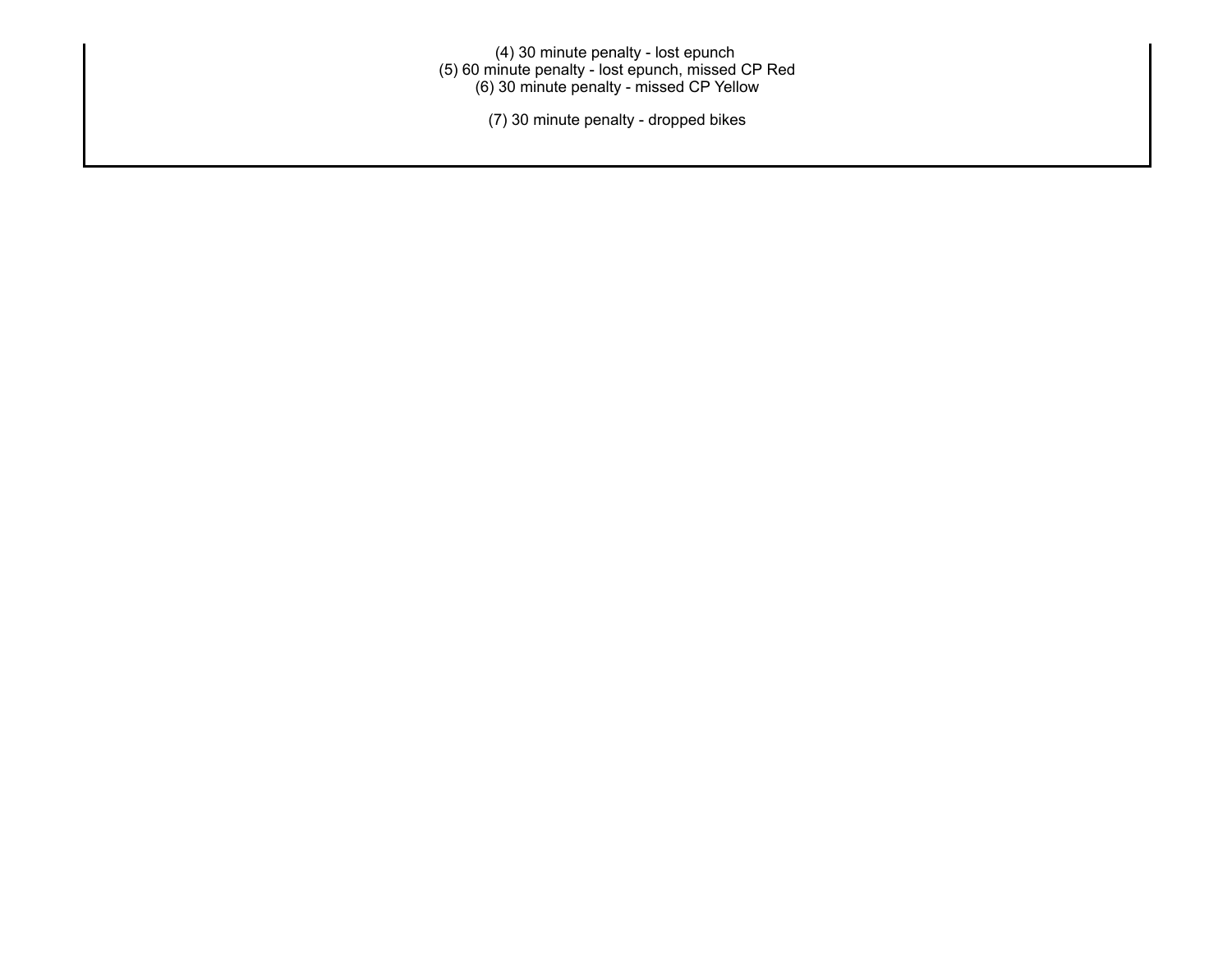(4) 30 minute penalty - lost epunch
(5) 60 minute penalty - lost epunch, missed CP Red
(6) 30 minute penalty - missed CP Yellow

(7) 30 minute penalty - dropped bikes